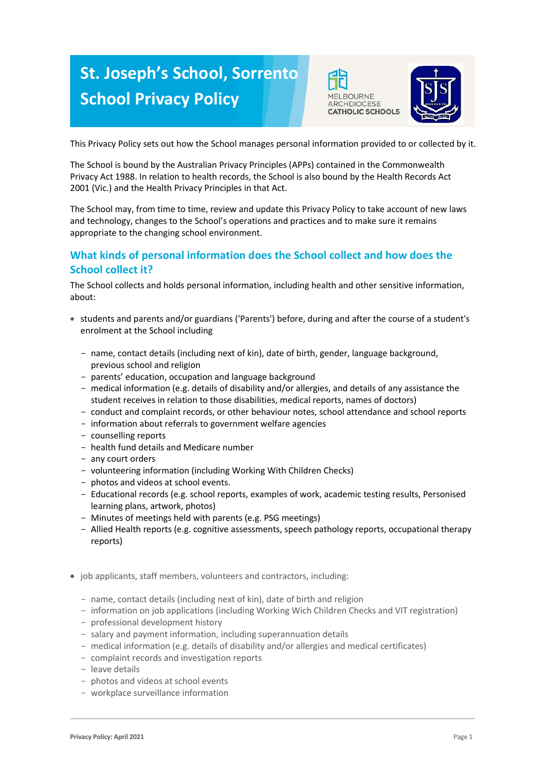# St. Joseph's School, Sorrento School Privacy Policy

This Privacy Policy sets out how the School manages personal information provided to or collected by it.

The School is bound by the Australian Privacy Principles (APPs) contained in the Commonwealth Privacy Act 1988. In relation to health records, the School is also bound by the Health Records Act 2001 (Vic.) and the Health Privacy Principles in that Act.

The School may, from time to time, review and update this Privacy Policy to take account of new laws and technology, changes to the School's operations and practices and to make sure it remains appropriate to the changing school environment.

## What kinds of personal information does the School collect and how does the School collect it?

The School collects and holds personal information, including health and other sensitive information, about:

- students and parents and/or guardians ('Parents') before, during and after the course of a student's enrolment at the School including
  - name, contact details (including next of kin), date of birth, gender, language background, previous school and religion
  - parents' education, occupation and language background
  - medical information (e.g. details of disability and/or allergies, and details of any assistance the student receives in relation to those disabilities, medical reports, names of doctors)
  - conduct and complaint records, or other behaviour notes, school attendance and school reports
  - information about referrals to government welfare agencies
  - counselling reports
  - health fund details and Medicare number
  - any court orders
  - volunteering information (including Working With Children Checks)
  - photos and videos at school events.
  - Educational records (e.g. school reports, examples of work, academic testing results, Personised learning plans, artwork, photos)
  - Minutes of meetings held with parents (e.g. PSG meetings)
  - Allied Health reports (e.g. cognitive assessments, speech pathology reports, occupational therapy reports)

- job applicants, staff members, volunteers and contractors, including:
  - name, contact details (including next of kin), date of birth and religion
  - information on job applications (including Working Wich Children Checks and VIT registration)
  - professional development history
  - salary and payment information, including superannuation details
  - medical information (e.g. details of disability and/or allergies and medical certificates)
  - complaint records and investigation reports
  - leave details
  - photos and videos at school events
  - workplace surveillance information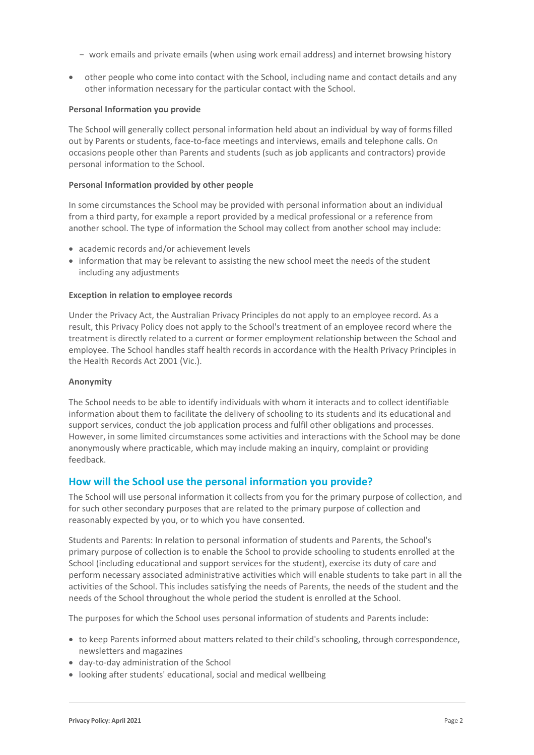- work emails and private emails (when using work email address) and internet browsing history

- other people who come into contact with the School, including name and contact details and any other information necessary for the particular contact with the School.

**Personal Information you provide**

The School will generally collect personal information held about an individual by way of forms filled out by Parents or students, face-to-face meetings and interviews, emails and telephone calls. On occasions people other than Parents and students (such as job applicants and contractors) provide personal information to the School.

**Personal Information provided by other people**

In some circumstances the School may be provided with personal information about an individual from a third party, for example a report provided by a medical professional or a reference from another school. The type of information the School may collect from another school may include:

- academic records and/or achievement levels
- information that may be relevant to assisting the new school meet the needs of the student including any adjustments

**Exception in relation to employee records**

Under the Privacy Act, the Australian Privacy Principles do not apply to an employee record. As a result, this Privacy Policy does not apply to the School's treatment of an employee record where the treatment is directly related to a current or former employment relationship between the School and employee. The School handles staff health records in accordance with the Health Privacy Principles in the Health Records Act 2001 (Vic.).

**Anonymity**

The School needs to be able to identify individuals with whom it interacts and to collect identifiable information about them to facilitate the delivery of schooling to its students and its educational and support services, conduct the job application process and fulfil other obligations and processes. However, in some limited circumstances some activities and interactions with the School may be done anonymously where practicable, which may include making an inquiry, complaint or providing feedback.

## How will the School use the personal information you provide?

The School will use personal information it collects from you for the primary purpose of collection, and for such other secondary purposes that are related to the primary purpose of collection and reasonably expected by you, or to which you have consented.

Students and Parents: In relation to personal information of students and Parents, the School's primary purpose of collection is to enable the School to provide schooling to students enrolled at the School (including educational and support services for the student), exercise its duty of care and perform necessary associated administrative activities which will enable students to take part in all the activities of the School. This includes satisfying the needs of Parents, the needs of the student and the needs of the School throughout the whole period the student is enrolled at the School.

The purposes for which the School uses personal information of students and Parents include:

- to keep Parents informed about matters related to their child's schooling, through correspondence, newsletters and magazines
- day-to-day administration of the School
- looking after students' educational, social and medical wellbeing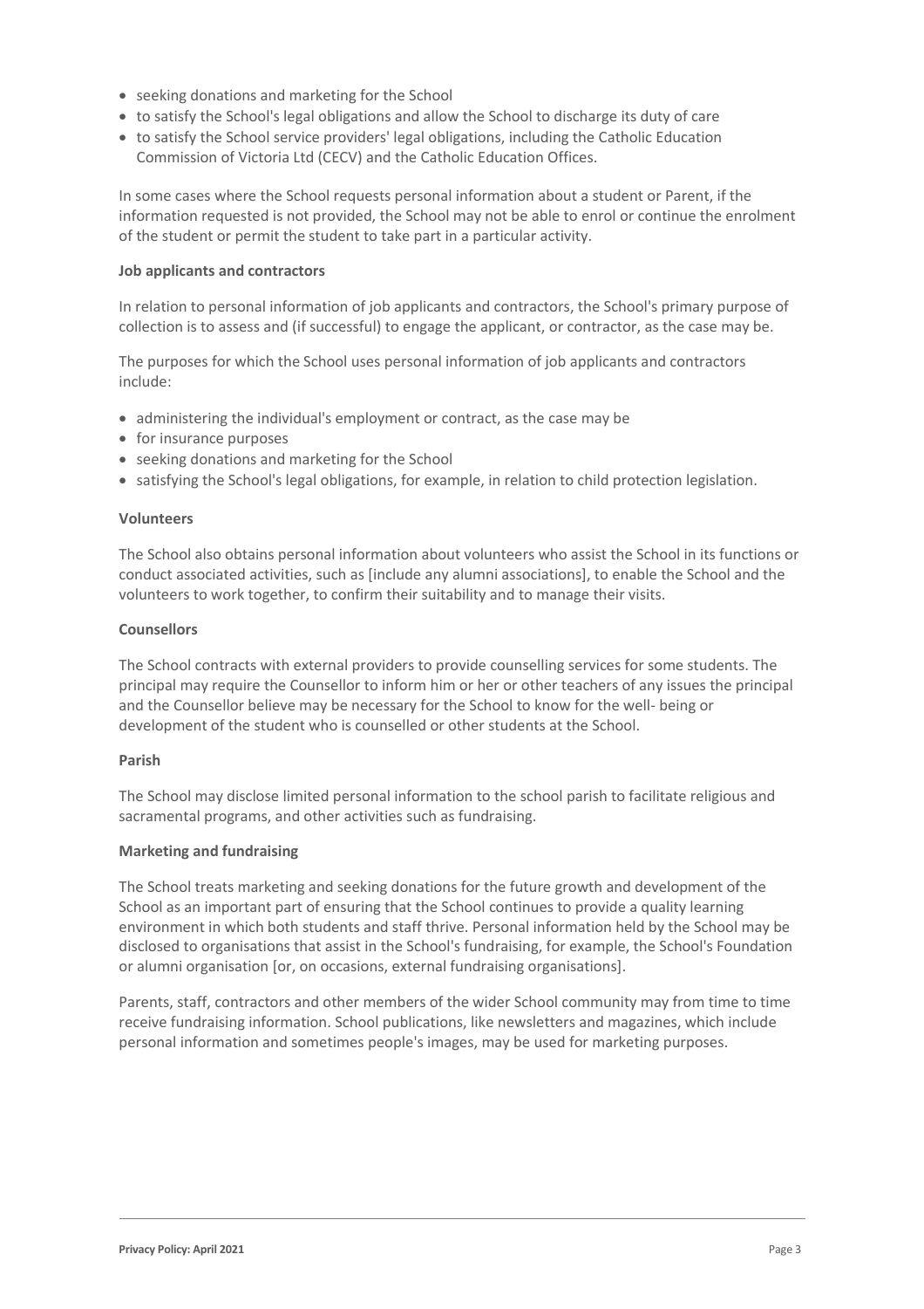- seeking donations and marketing for the School
- to satisfy the School's legal obligations and allow the School to discharge its duty of care
- to satisfy the School service providers' legal obligations, including the Catholic Education Commission of Victoria Ltd (CECV) and the Catholic Education Offices.

In some cases where the School requests personal information about a student or Parent, if the information requested is not provided, the School may not be able to enrol or continue the enrolment of the student or permit the student to take part in a particular activity.

**Job applicants and contractors**

In relation to personal information of job applicants and contractors, the School's primary purpose of collection is to assess and (if successful) to engage the applicant, or contractor, as the case may be.

The purposes for which the School uses personal information of job applicants and contractors include:

- administering the individual's employment or contract, as the case may be
- for insurance purposes
- seeking donations and marketing for the School
- satisfying the School's legal obligations, for example, in relation to child protection legislation.

**Volunteers**

The School also obtains personal information about volunteers who assist the School in its functions or conduct associated activities, such as [include any alumni associations], to enable the School and the volunteers to work together, to confirm their suitability and to manage their visits.

**Counsellors**

The School contracts with external providers to provide counselling services for some students. The principal may require the Counsellor to inform him or her or other teachers of any issues the principal and the Counsellor believe may be necessary for the School to know for the well- being or development of the student who is counselled or other students at the School.

**Parish**

The School may disclose limited personal information to the school parish to facilitate religious and sacramental programs, and other activities such as fundraising.

**Marketing and fundraising**

The School treats marketing and seeking donations for the future growth and development of the School as an important part of ensuring that the School continues to provide a quality learning environment in which both students and staff thrive. Personal information held by the School may be disclosed to organisations that assist in the School's fundraising, for example, the School's Foundation or alumni organisation [or, on occasions, external fundraising organisations].

Parents, staff, contractors and other members of the wider School community may from time to time receive fundraising information. School publications, like newsletters and magazines, which include personal information and sometimes people's images, may be used for marketing purposes.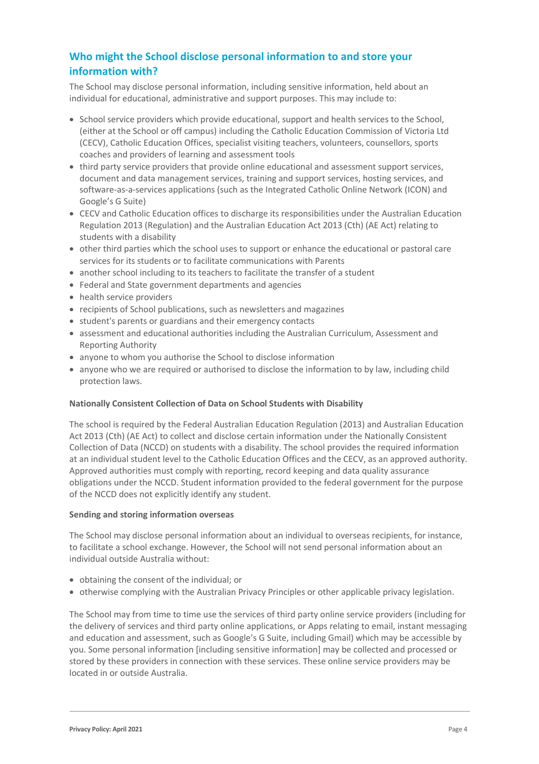## Who might the School disclose personal information to and store your information with?

The School may disclose personal information, including sensitive information, held about an individual for educational, administrative and support purposes. This may include to:

- School service providers which provide educational, support and health services to the School, (either at the School or off campus) including the Catholic Education Commission of Victoria Ltd (CECV), Catholic Education Offices, specialist visiting teachers, volunteers, counsellors, sports coaches and providers of learning and assessment tools
- third party service providers that provide online educational and assessment support services, document and data management services, training and support services, hosting services, and software-as-a-services applications (such as the Integrated Catholic Online Network (ICON) and Google's G Suite)
- CECV and Catholic Education offices to discharge its responsibilities under the Australian Education Regulation 2013 (Regulation) and the Australian Education Act 2013 (Cth) (AE Act) relating to students with a disability
- other third parties which the school uses to support or enhance the educational or pastoral care services for its students or to facilitate communications with Parents
- another school including to its teachers to facilitate the transfer of a student
- Federal and State government departments and agencies
- health service providers
- recipients of School publications, such as newsletters and magazines
- student's parents or guardians and their emergency contacts
- assessment and educational authorities including the Australian Curriculum, Assessment and Reporting Authority
- anyone to whom you authorise the School to disclose information
- anyone who we are required or authorised to disclose the information to by law, including child protection laws.

**Nationally Consistent Collection of Data on School Students with Disability**

The school is required by the Federal Australian Education Regulation (2013) and Australian Education Act 2013 (Cth) (AE Act) to collect and disclose certain information under the Nationally Consistent Collection of Data (NCCD) on students with a disability. The school provides the required information at an individual student level to the Catholic Education Offices and the CECV, as an approved authority. Approved authorities must comply with reporting, record keeping and data quality assurance obligations under the NCCD. Student information provided to the federal government for the purpose of the NCCD does not explicitly identify any student.

**Sending and storing information overseas**

The School may disclose personal information about an individual to overseas recipients, for instance, to facilitate a school exchange. However, the School will not send personal information about an individual outside Australia without:

- obtaining the consent of the individual; or
- otherwise complying with the Australian Privacy Principles or other applicable privacy legislation.

The School may from time to time use the services of third party online service providers (including for the delivery of services and third party online applications, or Apps relating to email, instant messaging and education and assessment, such as Google's G Suite, including Gmail) which may be accessible by you. Some personal information [including sensitive information] may be collected and processed or stored by these providers in connection with these services. These online service providers may be located in or outside Australia.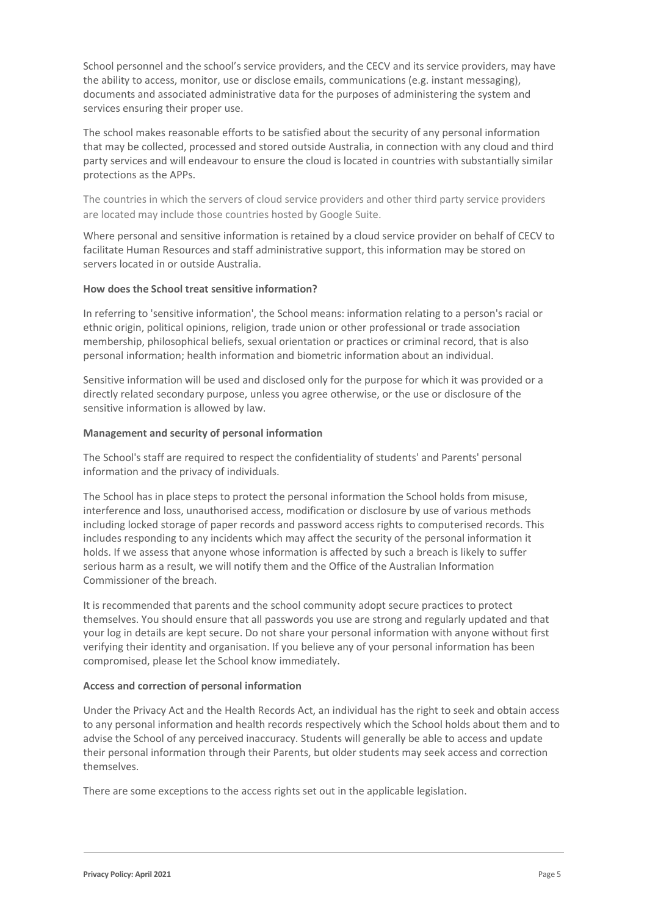School personnel and the school's service providers, and the CECV and its service providers, may have the ability to access, monitor, use or disclose emails, communications (e.g. instant messaging), documents and associated administrative data for the purposes of administering the system and services ensuring their proper use.

The school makes reasonable efforts to be satisfied about the security of any personal information that may be collected, processed and stored outside Australia, in connection with any cloud and third party services and will endeavour to ensure the cloud is located in countries with substantially similar protections as the APPs.

The countries in which the servers of cloud service providers and other third party service providers are located may include those countries hosted by Google Suite.

Where personal and sensitive information is retained by a cloud service provider on behalf of CECV to facilitate Human Resources and staff administrative support, this information may be stored on servers located in or outside Australia.

**How does the School treat sensitive information?**

In referring to 'sensitive information', the School means: information relating to a person's racial or ethnic origin, political opinions, religion, trade union or other professional or trade association membership, philosophical beliefs, sexual orientation or practices or criminal record, that is also personal information; health information and biometric information about an individual.

Sensitive information will be used and disclosed only for the purpose for which it was provided or a directly related secondary purpose, unless you agree otherwise, or the use or disclosure of the sensitive information is allowed by law.

**Management and security of personal information**

The School's staff are required to respect the confidentiality of students' and Parents' personal information and the privacy of individuals.

The School has in place steps to protect the personal information the School holds from misuse, interference and loss, unauthorised access, modification or disclosure by use of various methods including locked storage of paper records and password access rights to computerised records. This includes responding to any incidents which may affect the security of the personal information it holds. If we assess that anyone whose information is affected by such a breach is likely to suffer serious harm as a result, we will notify them and the Office of the Australian Information Commissioner of the breach.

It is recommended that parents and the school community adopt secure practices to protect themselves. You should ensure that all passwords you use are strong and regularly updated and that your log in details are kept secure. Do not share your personal information with anyone without first verifying their identity and organisation. If you believe any of your personal information has been compromised, please let the School know immediately.

**Access and correction of personal information**

Under the Privacy Act and the Health Records Act, an individual has the right to seek and obtain access to any personal information and health records respectively which the School holds about them and to advise the School of any perceived inaccuracy. Students will generally be able to access and update their personal information through their Parents, but older students may seek access and correction themselves.

There are some exceptions to the access rights set out in the applicable legislation.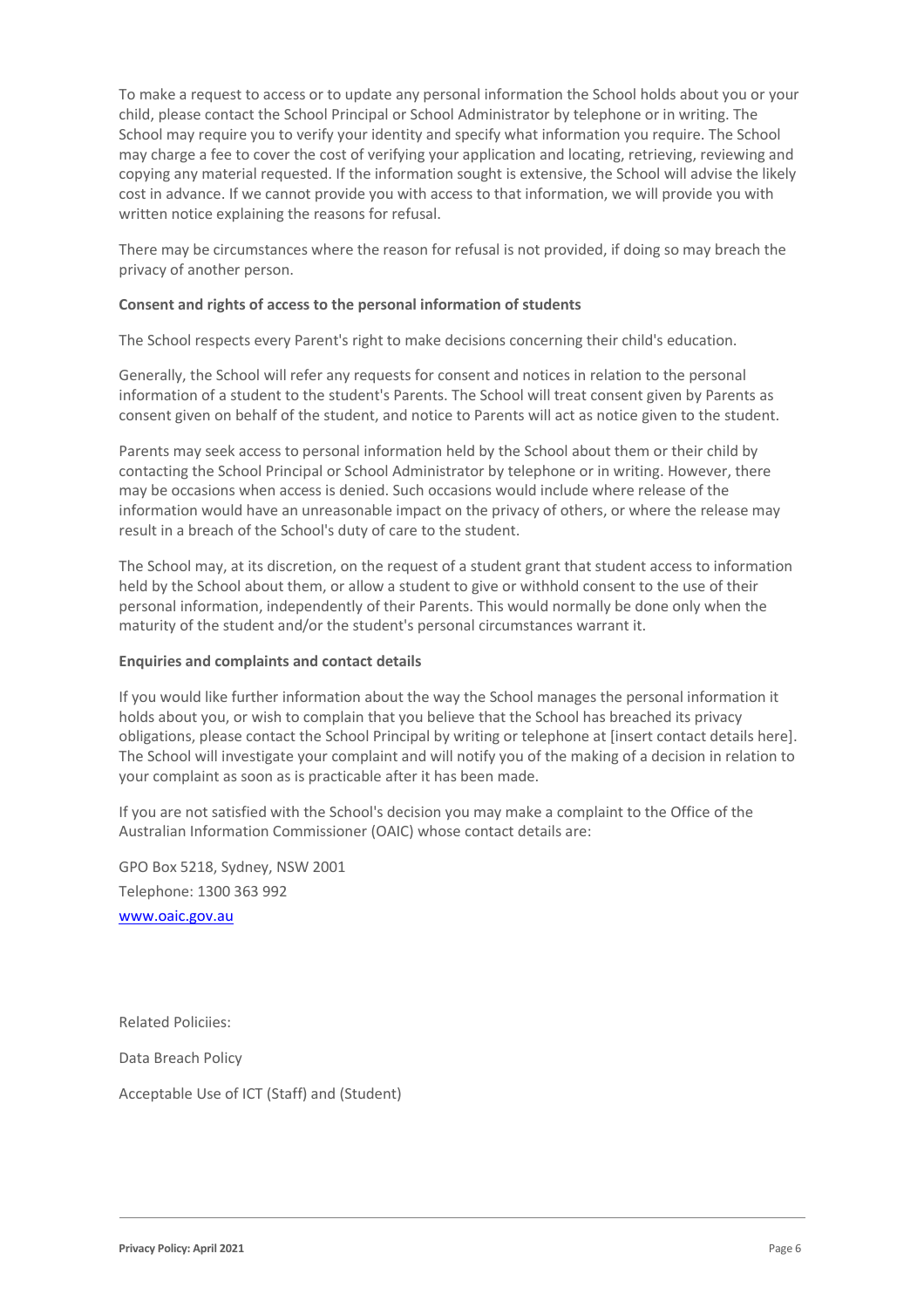To make a request to access or to update any personal information the School holds about you or your child, please contact the School Principal or School Administrator by telephone or in writing. The School may require you to verify your identity and specify what information you require. The School may charge a fee to cover the cost of verifying your application and locating, retrieving, reviewing and copying any material requested. If the information sought is extensive, the School will advise the likely cost in advance. If we cannot provide you with access to that information, we will provide you with written notice explaining the reasons for refusal.

There may be circumstances where the reason for refusal is not provided, if doing so may breach the privacy of another person.

**Consent and rights of access to the personal information of students**

The School respects every Parent's right to make decisions concerning their child's education.

Generally, the School will refer any requests for consent and notices in relation to the personal information of a student to the student's Parents. The School will treat consent given by Parents as consent given on behalf of the student, and notice to Parents will act as notice given to the student.

Parents may seek access to personal information held by the School about them or their child by contacting the School Principal or School Administrator by telephone or in writing. However, there may be occasions when access is denied. Such occasions would include where release of the information would have an unreasonable impact on the privacy of others, or where the release may result in a breach of the School's duty of care to the student.

The School may, at its discretion, on the request of a student grant that student access to information held by the School about them, or allow a student to give or withhold consent to the use of their personal information, independently of their Parents. This would normally be done only when the maturity of the student and/or the student's personal circumstances warrant it.

**Enquiries and complaints and contact details**

If you would like further information about the way the School manages the personal information it holds about you, or wish to complain that you believe that the School has breached its privacy obligations, please contact the School Principal by writing or telephone at [insert contact details here]. The School will investigate your complaint and will notify you of the making of a decision in relation to your complaint as soon as is practicable after it has been made.

If you are not satisfied with the School's decision you may make a complaint to the Office of the Australian Information Commissioner (OAIC) whose contact details are:

GPO Box 5218, Sydney, NSW 2001

Telephone: 1300 363 992

[www.oaic.gov.au](http://www.oaic.gov.au)

Related Policiies:

Data Breach Policy

Acceptable Use of ICT (Staff) and (Student)